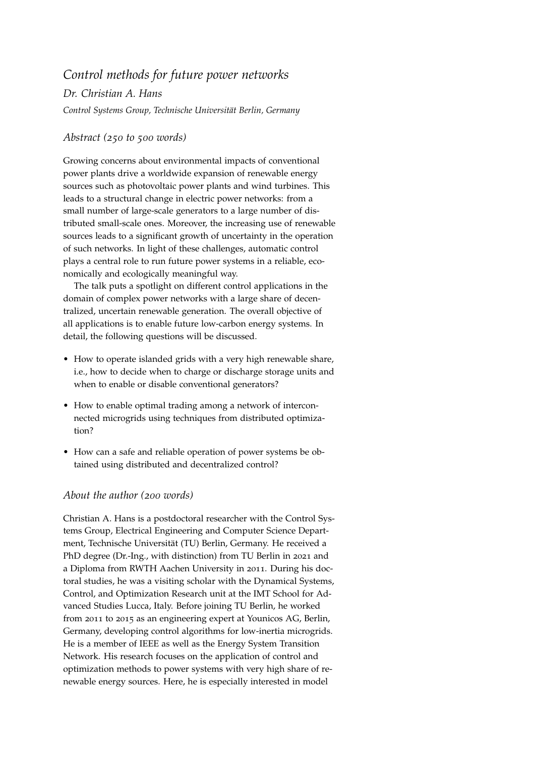# *Control methods for future power networks*

*Dr. Christian A. Hans*

*Control Systems Group, Technische Universität Berlin, Germany*

## *Abstract (250 to 500 words)*

Growing concerns about environmental impacts of conventional power plants drive a worldwide expansion of renewable energy sources such as photovoltaic power plants and wind turbines. This leads to a structural change in electric power networks: from a small number of large-scale generators to a large number of distributed small-scale ones. Moreover, the increasing use of renewable sources leads to a significant growth of uncertainty in the operation of such networks. In light of these challenges, automatic control plays a central role to run future power systems in a reliable, economically and ecologically meaningful way.

The talk puts a spotlight on different control applications in the domain of complex power networks with a large share of decentralized, uncertain renewable generation. The overall objective of all applications is to enable future low-carbon energy systems. In detail, the following questions will be discussed.

- How to operate islanded grids with a very high renewable share, i.e., how to decide when to charge or discharge storage units and when to enable or disable conventional generators?
- How to enable optimal trading among a network of interconnected microgrids using techniques from distributed optimization?
- How can a safe and reliable operation of power systems be obtained using distributed and decentralized control?

## *About the author (200 words)*

Christian A. Hans is a postdoctoral researcher with the Control Systems Group, Electrical Engineering and Computer Science Department, Technische Universität (TU) Berlin, Germany. He received a PhD degree (Dr.-Ing., with distinction) from TU Berlin in 2021 and a Diploma from RWTH Aachen University in 2011. During his doctoral studies, he was a visiting scholar with the Dynamical Systems, Control, and Optimization Research unit at the IMT School for Advanced Studies Lucca, Italy. Before joining TU Berlin, he worked from 2011 to 2015 as an engineering expert at Younicos AG, Berlin, Germany, developing control algorithms for low-inertia microgrids. He is a member of IEEE as well as the Energy System Transition Network. His research focuses on the application of control and optimization methods to power systems with very high share of renewable energy sources. Here, he is especially interested in model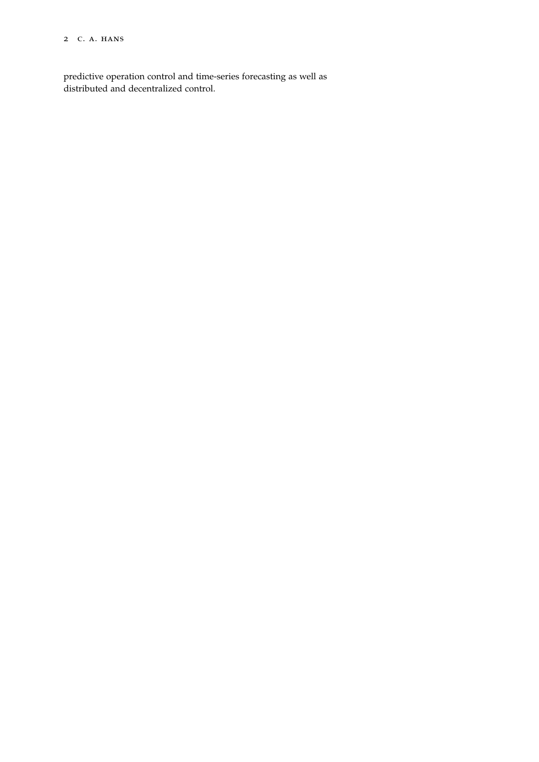predictive operation control and time-series forecasting as well as distributed and decentralized control.